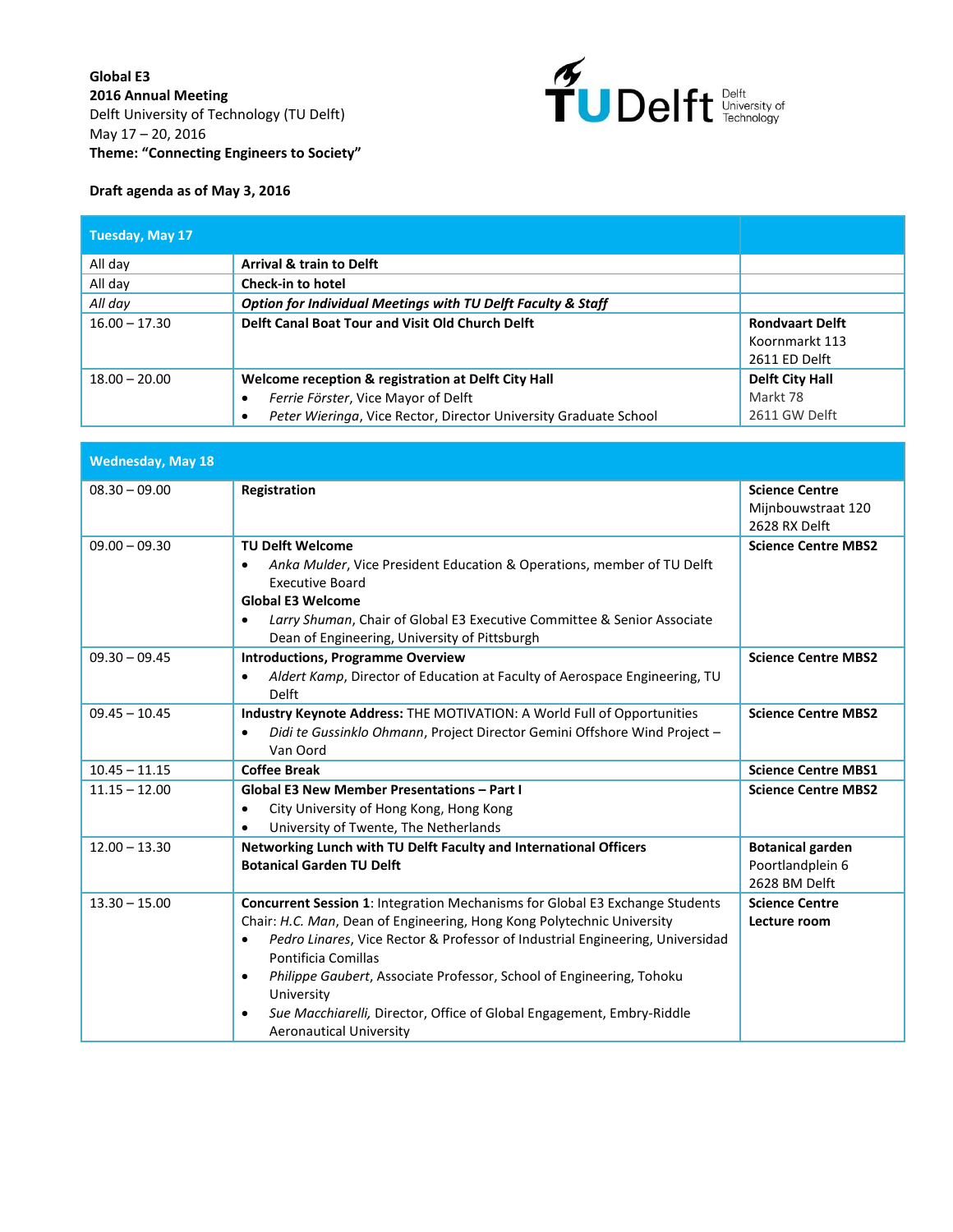**Global E3**
**2016 Annual Meeting**
Delft University of Technology (TU Delft)
May 17 – 20, 2016
**Theme: "Connecting Engineers to Society"**

**Draft agenda as of May 3, 2016**

| **Tuesday, May 17** | | |
|---|---|---|
| All day | **Arrival & train to Delft** | |
| All day | **Check-in to hotel** | |
| *All day* | ***Option for Individual Meetings with TU Delft Faculty & Staff*** | |
| 16.00 – 17.30 | **Delft Canal Boat Tour and Visit Old Church Delft** | **Rondvaart Delft** Koornmarkt 113 2611 ED Delft |
| 18.00 – 20.00 | **Welcome reception & registration at Delft City Hall** • *Ferrie Förster*, Vice Mayor of Delft • *Peter Wieringa*, Vice Rector, Director University Graduate School | **Delft City Hall** Markt 78 2611 GW Delft |

| **Wednesday, May 18** | | |
|---|---|---|
| 08.30 – 09.00 | **Registration** | **Science Centre** Mijnbouwstraat 120 2628 RX Delft |
| 09.00 – 09.30 | **TU Delft Welcome** • *Anka Mulder*, Vice President Education & Operations, member of TU Delft Executive Board **Global E3 Welcome** • *Larry Shuman*, Chair of Global E3 Executive Committee & Senior Associate Dean of Engineering, University of Pittsburgh | **Science Centre MBS2** |
| 09.30 – 09.45 | **Introductions, Programme Overview** • *Aldert Kamp*, Director of Education at Faculty of Aerospace Engineering, TU Delft | **Science Centre MBS2** |
| 09.45 – 10.45 | **Industry Keynote Address:** THE MOTIVATION: A World Full of Opportunities • *Didi te Gussinklo Ohmann*, Project Director Gemini Offshore Wind Project – Van Oord | **Science Centre MBS2** |
| 10.45 – 11.15 | **Coffee Break** | **Science Centre MBS1** |
| 11.15 – 12.00 | **Global E3 New Member Presentations – Part I** • City University of Hong Kong, Hong Kong • University of Twente, The Netherlands | **Science Centre MBS2** |
| 12.00 – 13.30 | **Networking Lunch with TU Delft Faculty and International Officers Botanical Garden TU Delft** | **Botanical garden** Poortlandplein 6 2628 BM Delft |
| 13.30 – 15.00 | **Concurrent Session 1**: Integration Mechanisms for Global E3 Exchange Students Chair: *H.C. Man*, Dean of Engineering, Hong Kong Polytechnic University • *Pedro Linares*, Vice Rector & Professor of Industrial Engineering, Universidad Pontificia Comillas • *Philippe Gaubert*, Associate Professor, School of Engineering, Tohoku University • *Sue Macchiarelli,* Director, Office of Global Engagement, Embry-Riddle Aeronautical University | **Science Centre Lecture room** |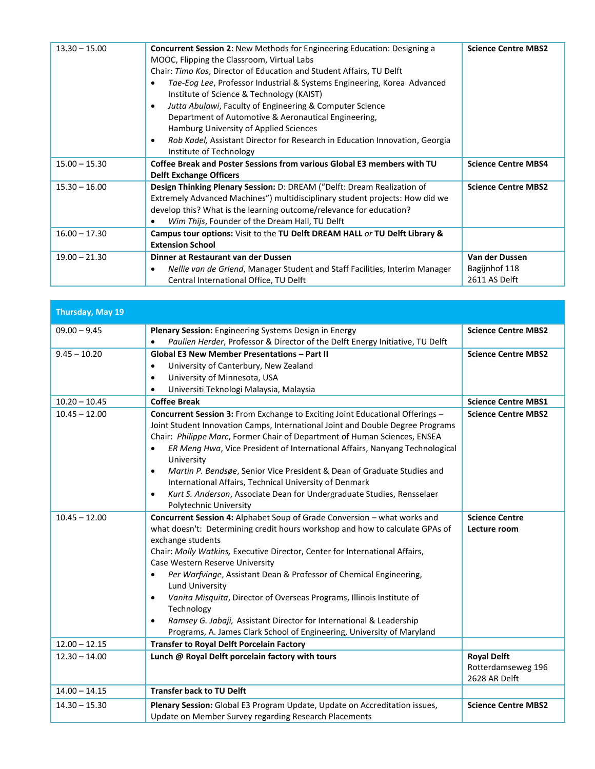| | | |
|---|---|---|
| 13.30 – 15.00 | **Concurrent Session 2**: New Methods for Engineering Education: Designing a MOOC, Flipping the Classroom, Virtual Labs<br>Chair: *Timo Kos*, Director of Education and Student Affairs, TU Delft<br>• *Tae-Eog Lee*, Professor Industrial & Systems Engineering, Korea Advanced Institute of Science & Technology (KAIST)<br>• *Jutta Abulawi*, Faculty of Engineering & Computer Science Department of Automotive & Aeronautical Engineering, Hamburg University of Applied Sciences<br>• *Rob Kadel,* Assistant Director for Research in Education Innovation, Georgia Institute of Technology | **Science Centre MBS2** |
| 15.00 – 15.30 | **Coffee Break and Poster Sessions from various Global E3 members with TU Delft Exchange Officers** | **Science Centre MBS4** |
| 15.30 – 16.00 | **Design Thinking Plenary Session:** D: DREAM ("Delft: Dream Realization of Extremely Advanced Machines") multidisciplinary student projects: How did we develop this? What is the learning outcome/relevance for education?<br>• *Wim Thijs*, Founder of the Dream Hall, TU Delft | **Science Centre MBS2** |
| 16.00 – 17.30 | **Campus tour options:** Visit to the **TU Delft DREAM HALL** *or* **TU Delft Library & Extension School** | |
| 19.00 – 21.30 | **Dinner at Restaurant van der Dussen**<br>• *Nellie van de Griend*, Manager Student and Staff Facilities, Interim Manager Central International Office, TU Delft | **Van der Dussen**<br>Bagijnhof 118<br>2611 AS Delft |

| **Thursday, May 19** | | |
|---|---|---|
| 09.00 – 9.45 | **Plenary Session:** Engineering Systems Design in Energy<br>• *Paulien Herder*, Professor & Director of the Delft Energy Initiative, TU Delft | **Science Centre MBS2** |
| 9.45 – 10.20 | **Global E3 New Member Presentations – Part II**<br>• University of Canterbury, New Zealand<br>• University of Minnesota, USA<br>• Universiti Teknologi Malaysia, Malaysia | **Science Centre MBS2** |
| 10.20 – 10.45 | **Coffee Break** | **Science Centre MBS1** |
| 10.45 – 12.00 | **Concurrent Session 3:** From Exchange to Exciting Joint Educational Offerings – Joint Student Innovation Camps, International Joint and Double Degree Programs<br>Chair: *Philippe Marc*, Former Chair of Department of Human Sciences, ENSEA<br>• *ER Meng Hwa*, Vice President of International Affairs, Nanyang Technological University<br>• *Martin P. Bendsøe*, Senior Vice President & Dean of Graduate Studies and International Affairs, Technical University of Denmark<br>• *Kurt S. Anderson*, Associate Dean for Undergraduate Studies, Rensselaer Polytechnic University | **Science Centre MBS2** |
| 10.45 – 12.00 | **Concurrent Session 4:** Alphabet Soup of Grade Conversion – what works and what doesn't: Determining credit hours workshop and how to calculate GPAs of exchange students<br>Chair: *Molly Watkins,* Executive Director, Center for International Affairs, Case Western Reserve University<br>• *Per Warfvinge*, Assistant Dean & Professor of Chemical Engineering, Lund University<br>• *Vanita Misquita*, Director of Overseas Programs, Illinois Institute of Technology<br>• *Ramsey G. Jabaji,* Assistant Director for International & Leadership Programs, A. James Clark School of Engineering, University of Maryland | **Science Centre Lecture room** |
| 12.00 – 12.15 | **Transfer to Royal Delft Porcelain Factory** | |
| 12.30 – 14.00 | **Lunch @ Royal Delft porcelain factory with tours** | **Royal Delft**<br>Rotterdamseweg 196<br>2628 AR Delft |
| 14.00 – 14.15 | **Transfer back to TU Delft** | |
| 14.30 – 15.30 | **Plenary Session:** Global E3 Program Update, Update on Accreditation issues, Update on Member Survey regarding Research Placements | **Science Centre MBS2** |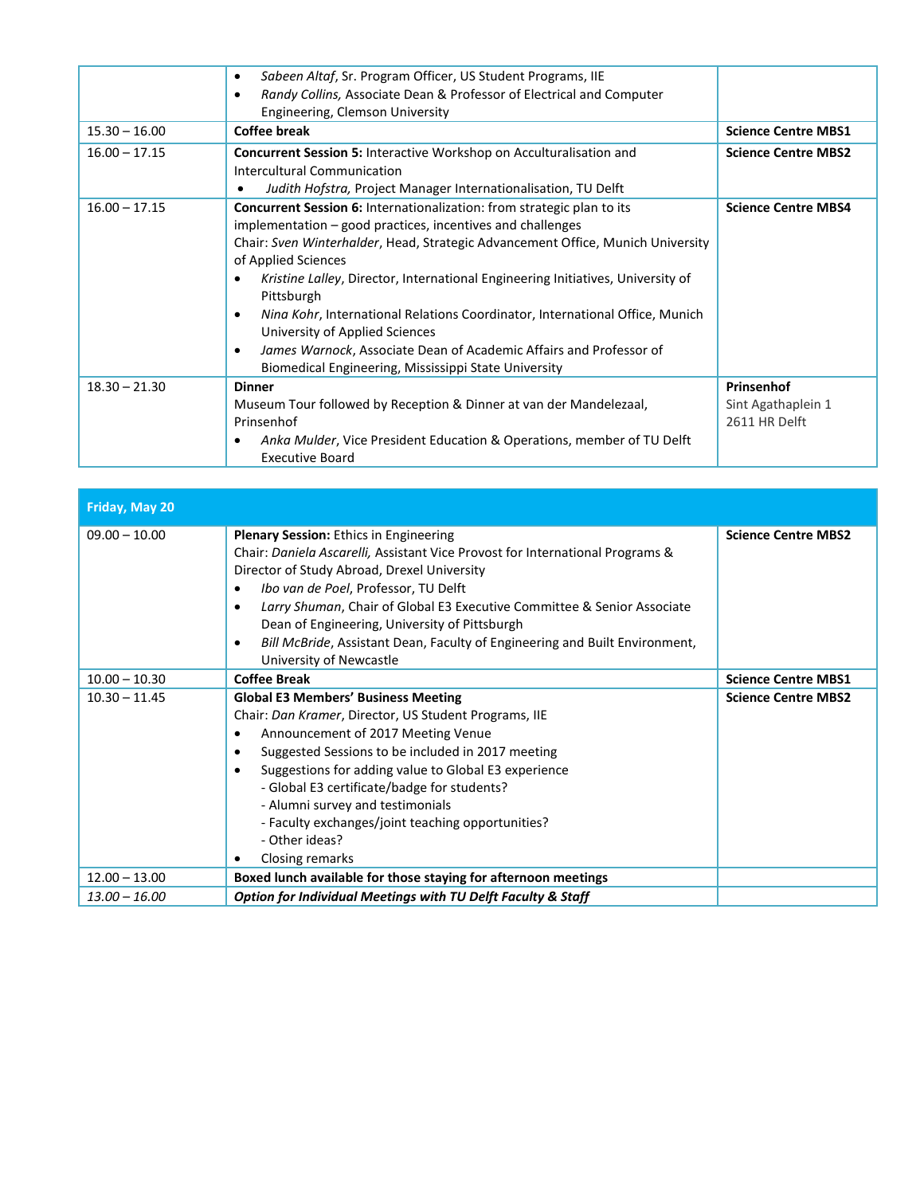| | | |
|---|---|---|
| | • *Sabeen Altaf*, Sr. Program Officer, US Student Programs, IIE<br>• *Randy Collins,* Associate Dean & Professor of Electrical and Computer Engineering, Clemson University | |
| 15.30 – 16.00 | **Coffee break** | **Science Centre MBS1** |
| 16.00 – 17.15 | **Concurrent Session 5:** Interactive Workshop on Acculturalisation and Intercultural Communication<br>• *Judith Hofstra,* Project Manager Internationalisation, TU Delft | **Science Centre MBS2** |
| 16.00 – 17.15 | **Concurrent Session 6:** Internationalization: from strategic plan to its implementation – good practices, incentives and challenges<br>Chair: *Sven Winterhalder*, Head, Strategic Advancement Office, Munich University of Applied Sciences<br>• *Kristine Lalley*, Director, International Engineering Initiatives, University of Pittsburgh<br>• *Nina Kohr*, International Relations Coordinator, International Office, Munich University of Applied Sciences<br>• *James Warnock*, Associate Dean of Academic Affairs and Professor of Biomedical Engineering, Mississippi State University | **Science Centre MBS4** |
| 18.30 – 21.30 | **Dinner**<br>Museum Tour followed by Reception & Dinner at van der Mandelezaal, Prinsenhof<br>• *Anka Mulder*, Vice President Education & Operations, member of TU Delft Executive Board | **Prinsenhof**<br>Sint Agathaplein 1<br>2611 HR Delft |

| **Friday, May 20** | | |
|---|---|---|
| 09.00 – 10.00 | **Plenary Session:** Ethics in Engineering<br>Chair: *Daniela Ascarelli,* Assistant Vice Provost for International Programs & Director of Study Abroad, Drexel University<br>• *Ibo van de Poel*, Professor, TU Delft<br>• *Larry Shuman*, Chair of Global E3 Executive Committee & Senior Associate Dean of Engineering, University of Pittsburgh<br>• *Bill McBride*, Assistant Dean, Faculty of Engineering and Built Environment, University of Newcastle | **Science Centre MBS2** |
| 10.00 – 10.30 | **Coffee Break** | **Science Centre MBS1** |
| 10.30 – 11.45 | **Global E3 Members' Business Meeting**<br>Chair: *Dan Kramer*, Director, US Student Programs, IIE<br>• Announcement of 2017 Meeting Venue<br>• Suggested Sessions to be included in 2017 meeting<br>• Suggestions for adding value to Global E3 experience<br>- Global E3 certificate/badge for students?<br>- Alumni survey and testimonials<br>- Faculty exchanges/joint teaching opportunities?<br>- Other ideas?<br>• Closing remarks | **Science Centre MBS2** |
| 12.00 – 13.00 | **Boxed lunch available for those staying for afternoon meetings** | |
| *13.00 – 16.00* | ***Option for Individual Meetings with TU Delft Faculty & Staff*** | |